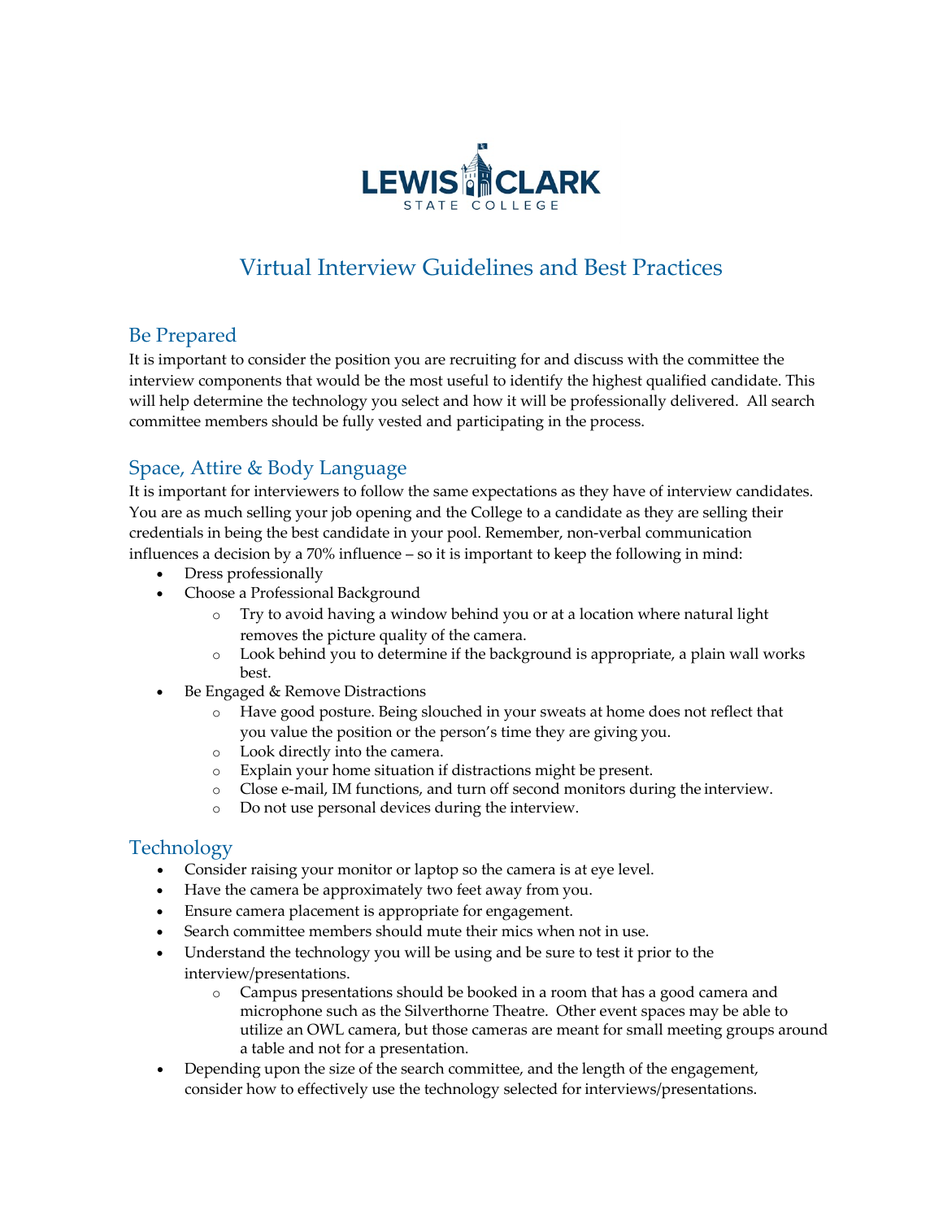LEWIS CLARK STATE COLLEGE

# Virtual Interview Guidelines and Best Practices

## Be Prepared

It is important to consider the position you are recruiting for and discuss with the committee the interview components that would be the most useful to identify the highest qualified candidate. This will help determine the technology you select and how it will be professionally delivered. All search committee members should be fully vested and participating in the process.

## Space, Attire & Body Language

It is important for interviewers to follow the same expectations as they have of interview candidates. You are as much selling your job opening and the College to a candidate as they are selling their credentials in being the best candidate in your pool. Remember, non-verbal communication influences a decision by a 70% influence – so it is important to keep the following in mind:

- Dress professionally
- Choose a Professional Background
  - Try to avoid having a window behind you or at a location where natural light removes the picture quality of the camera.
  - Look behind you to determine if the background is appropriate, a plain wall works best.
- Be Engaged & Remove Distractions
  - Have good posture. Being slouched in your sweats at home does not reflect that you value the position or the person's time they are giving you.
  - Look directly into the camera.
  - Explain your home situation if distractions might be present.
  - Close e-mail, IM functions, and turn off second monitors during the interview.
  - Do not use personal devices during the interview.

## Technology

- Consider raising your monitor or laptop so the camera is at eye level.
- Have the camera be approximately two feet away from you.
- Ensure camera placement is appropriate for engagement.
- Search committee members should mute their mics when not in use.
- Understand the technology you will be using and be sure to test it prior to the interview/presentations.
  - Campus presentations should be booked in a room that has a good camera and microphone such as the Silverthorne Theatre. Other event spaces may be able to utilize an OWL camera, but those cameras are meant for small meeting groups around a table and not for a presentation.
- Depending upon the size of the search committee, and the length of the engagement, consider how to effectively use the technology selected for interviews/presentations.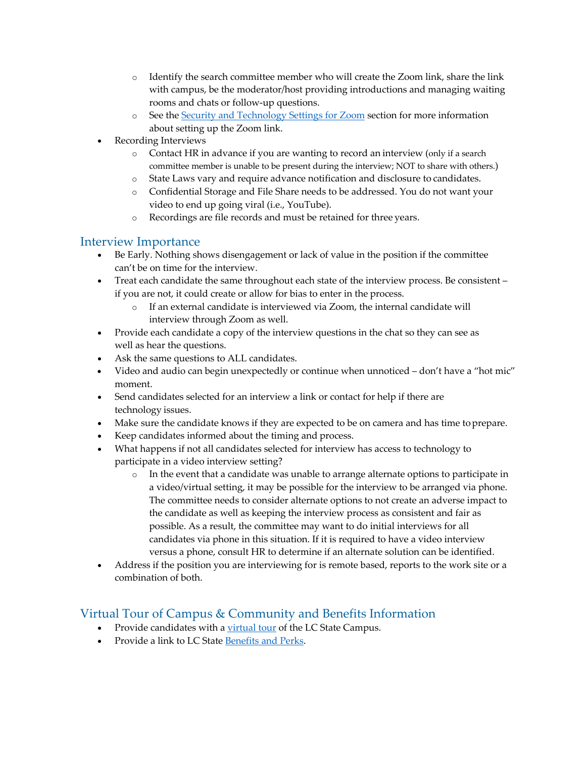- Identify the search committee member who will create the Zoom link, share the link with campus, be the moderator/host providing introductions and managing waiting rooms and chats or follow-up questions.
    - See the [Security and Technology Settings for Zoom]() section for more information about setting up the Zoom link.
- Recording Interviews
    - Contact HR in advance if you are wanting to record an interview (only if a search committee member is unable to be present during the interview; NOT to share with others.)
    - State Laws vary and require advance notification and disclosure to candidates.
    - Confidential Storage and File Share needs to be addressed. You do not want your video to end up going viral (i.e., YouTube).
    - Recordings are file records and must be retained for three years.

## Interview Importance

- Be Early. Nothing shows disengagement or lack of value in the position if the committee can't be on time for the interview.
- Treat each candidate the same throughout each state of the interview process. Be consistent – if you are not, it could create or allow for bias to enter in the process.
    - If an external candidate is interviewed via Zoom, the internal candidate will interview through Zoom as well.
- Provide each candidate a copy of the interview questions in the chat so they can see as well as hear the questions.
- Ask the same questions to ALL candidates.
- Video and audio can begin unexpectedly or continue when unnoticed – don't have a "hot mic" moment.
- Send candidates selected for an interview a link or contact for help if there are technology issues.
- Make sure the candidate knows if they are expected to be on camera and has time to prepare.
- Keep candidates informed about the timing and process.
- What happens if not all candidates selected for interview has access to technology to participate in a video interview setting?
    - In the event that a candidate was unable to arrange alternate options to participate in a video/virtual setting, it may be possible for the interview to be arranged via phone. The committee needs to consider alternate options to not create an adverse impact to the candidate as well as keeping the interview process as consistent and fair as possible. As a result, the committee may want to do initial interviews for all candidates via phone in this situation. If it is required to have a video interview versus a phone, consult HR to determine if an alternate solution can be identified.
- Address if the position you are interviewing for is remote based, reports to the work site or a combination of both.

## Virtual Tour of Campus & Community and Benefits Information

- Provide candidates with a [virtual tour]() of the LC State Campus.
- Provide a link to LC State [Benefits and Perks]().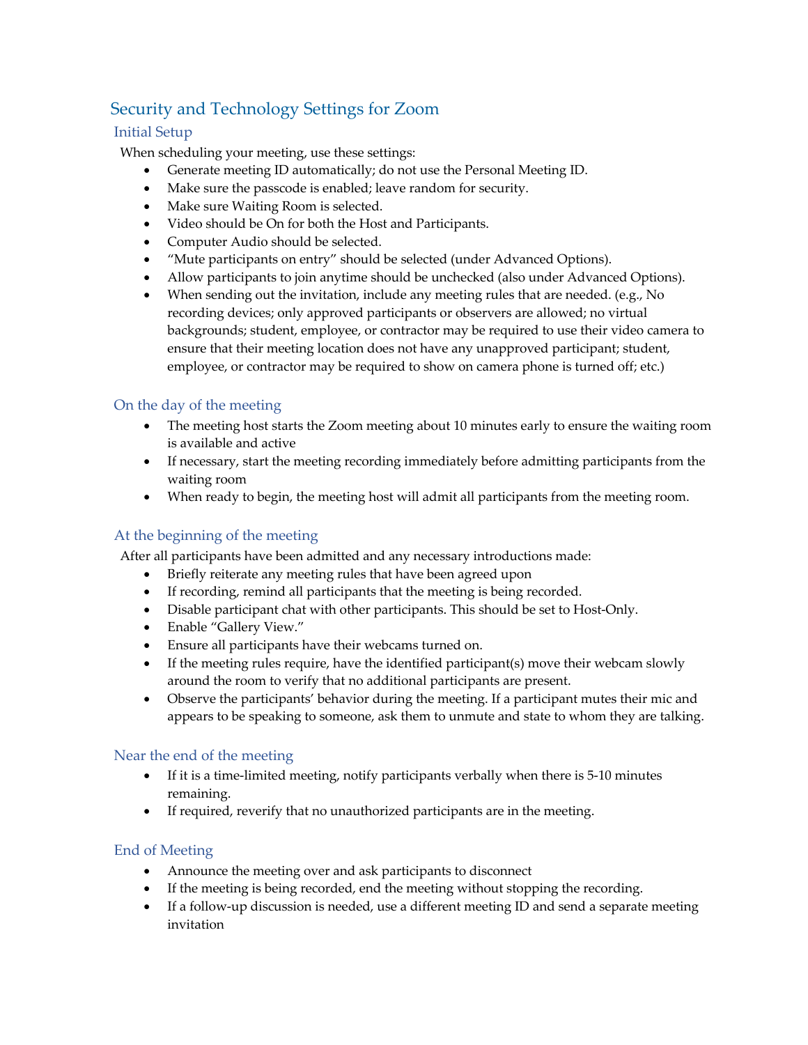## Security and Technology Settings for Zoom

### Initial Setup

When scheduling your meeting, use these settings:

- Generate meeting ID automatically; do not use the Personal Meeting ID.
- Make sure the passcode is enabled; leave random for security.
- Make sure Waiting Room is selected.
- Video should be On for both the Host and Participants.
- Computer Audio should be selected.
- "Mute participants on entry" should be selected (under Advanced Options).
- Allow participants to join anytime should be unchecked (also under Advanced Options).
- When sending out the invitation, include any meeting rules that are needed. (e.g., No recording devices; only approved participants or observers are allowed; no virtual backgrounds; student, employee, or contractor may be required to use their video camera to ensure that their meeting location does not have any unapproved participant; student, employee, or contractor may be required to show on camera phone is turned off; etc.)

### On the day of the meeting

- The meeting host starts the Zoom meeting about 10 minutes early to ensure the waiting room is available and active
- If necessary, start the meeting recording immediately before admitting participants from the waiting room
- When ready to begin, the meeting host will admit all participants from the meeting room.

### At the beginning of the meeting

After all participants have been admitted and any necessary introductions made:

- Briefly reiterate any meeting rules that have been agreed upon
- If recording, remind all participants that the meeting is being recorded.
- Disable participant chat with other participants. This should be set to Host-Only.
- Enable "Gallery View."
- Ensure all participants have their webcams turned on.
- If the meeting rules require, have the identified participant(s) move their webcam slowly around the room to verify that no additional participants are present.
- Observe the participants' behavior during the meeting. If a participant mutes their mic and appears to be speaking to someone, ask them to unmute and state to whom they are talking.

### Near the end of the meeting

- If it is a time-limited meeting, notify participants verbally when there is 5-10 minutes remaining.
- If required, reverify that no unauthorized participants are in the meeting.

### End of Meeting

- Announce the meeting over and ask participants to disconnect
- If the meeting is being recorded, end the meeting without stopping the recording.
- If a follow-up discussion is needed, use a different meeting ID and send a separate meeting invitation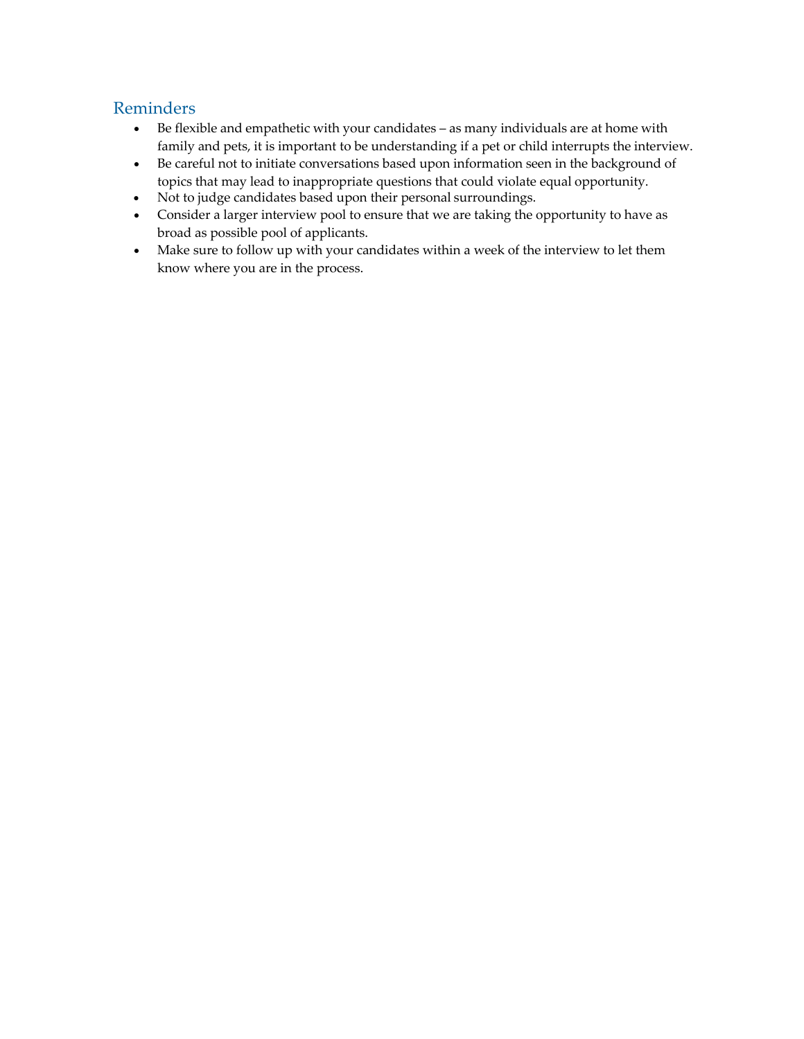## Reminders

- Be flexible and empathetic with your candidates – as many individuals are at home with family and pets, it is important to be understanding if a pet or child interrupts the interview.
- Be careful not to initiate conversations based upon information seen in the background of topics that may lead to inappropriate questions that could violate equal opportunity.
- Not to judge candidates based upon their personal surroundings.
- Consider a larger interview pool to ensure that we are taking the opportunity to have as broad as possible pool of applicants.
- Make sure to follow up with your candidates within a week of the interview to let them know where you are in the process.